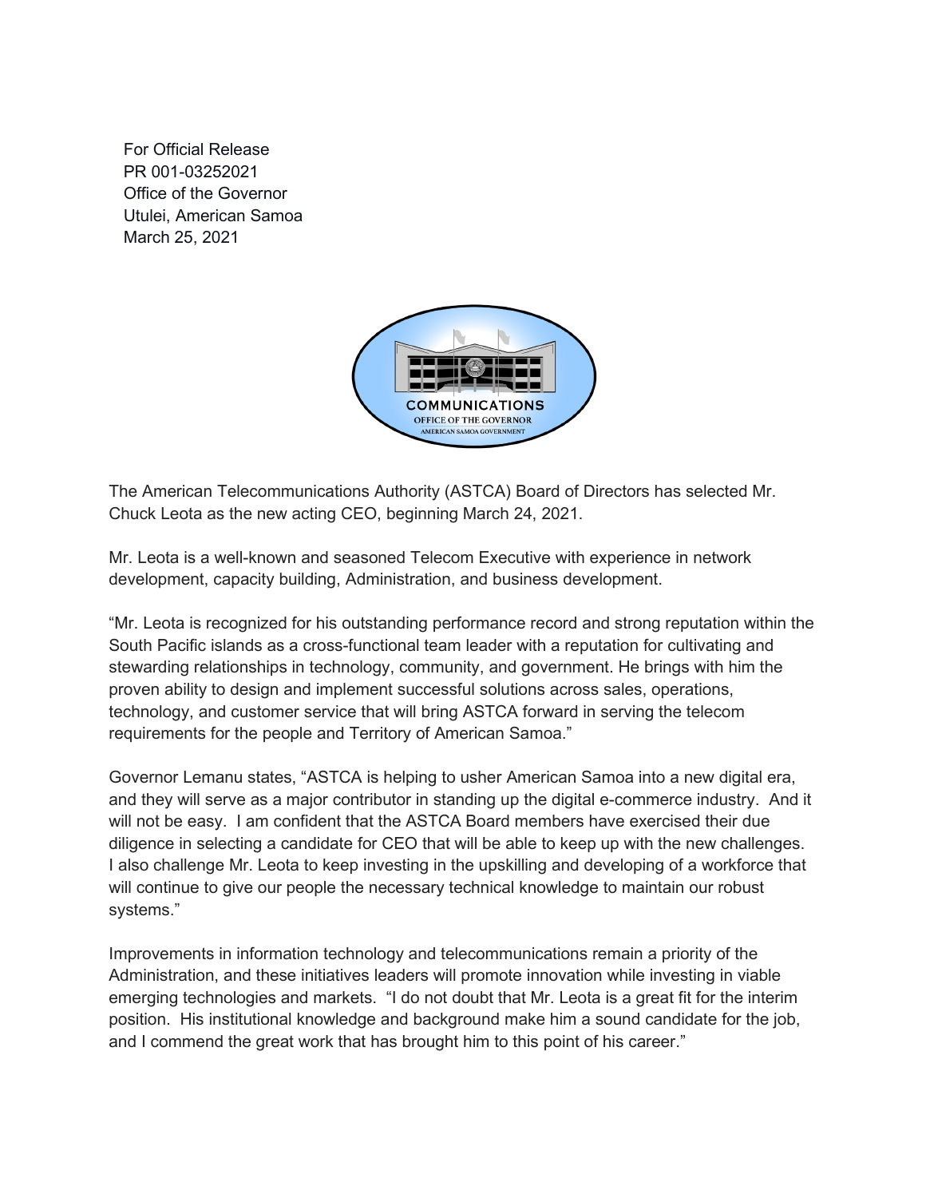For Official Release
PR 001-03252021
Office of the Governor
Utulei, American Samoa
March 25, 2021

COMMUNICATIONS
OFFICE OF THE GOVERNOR
AMERICAN SAMOA GOVERNMENT

The American Telecommunications Authority (ASTCA) Board of Directors has selected Mr. Chuck Leota as the new acting CEO, beginning March 24, 2021.

Mr. Leota is a well-known and seasoned Telecom Executive with experience in network development, capacity building, Administration, and business development.

"Mr. Leota is recognized for his outstanding performance record and strong reputation within the South Pacific islands as a cross-functional team leader with a reputation for cultivating and stewarding relationships in technology, community, and government. He brings with him the proven ability to design and implement successful solutions across sales, operations, technology, and customer service that will bring ASTCA forward in serving the telecom requirements for the people and Territory of American Samoa."

Governor Lemanu states, "ASTCA is helping to usher American Samoa into a new digital era, and they will serve as a major contributor in standing up the digital e-commerce industry. And it will not be easy. I am confident that the ASTCA Board members have exercised their due diligence in selecting a candidate for CEO that will be able to keep up with the new challenges. I also challenge Mr. Leota to keep investing in the upskilling and developing of a workforce that will continue to give our people the necessary technical knowledge to maintain our robust systems."

Improvements in information technology and telecommunications remain a priority of the Administration, and these initiatives leaders will promote innovation while investing in viable emerging technologies and markets. "I do not doubt that Mr. Leota is a great fit for the interim position. His institutional knowledge and background make him a sound candidate for the job, and I commend the great work that has brought him to this point of his career."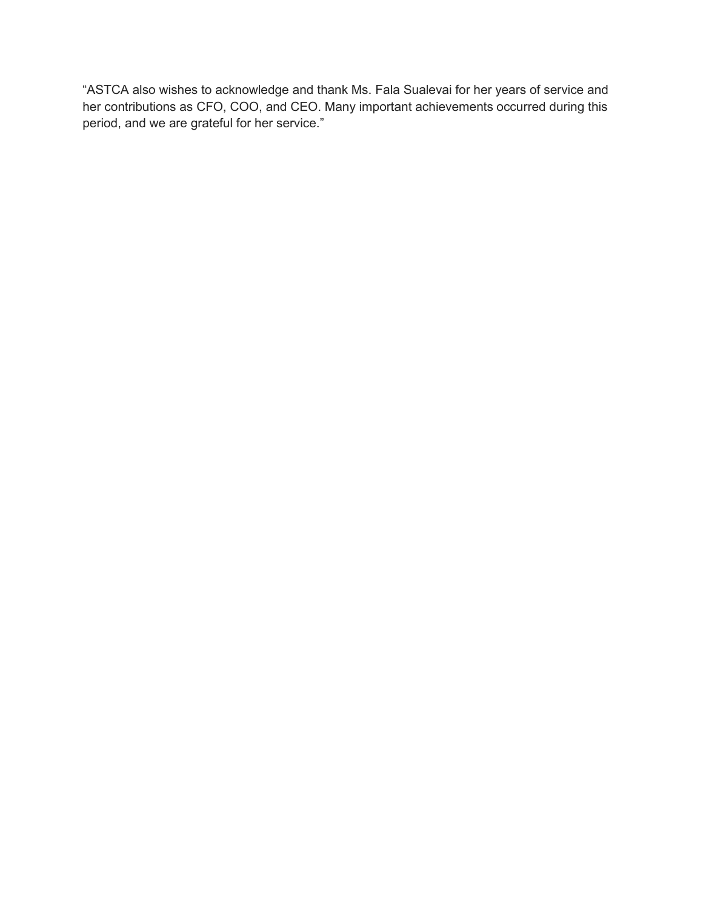"ASTCA also wishes to acknowledge and thank Ms. Fala Sualevai for her years of service and her contributions as CFO, COO, and CEO. Many important achievements occurred during this period, and we are grateful for her service."